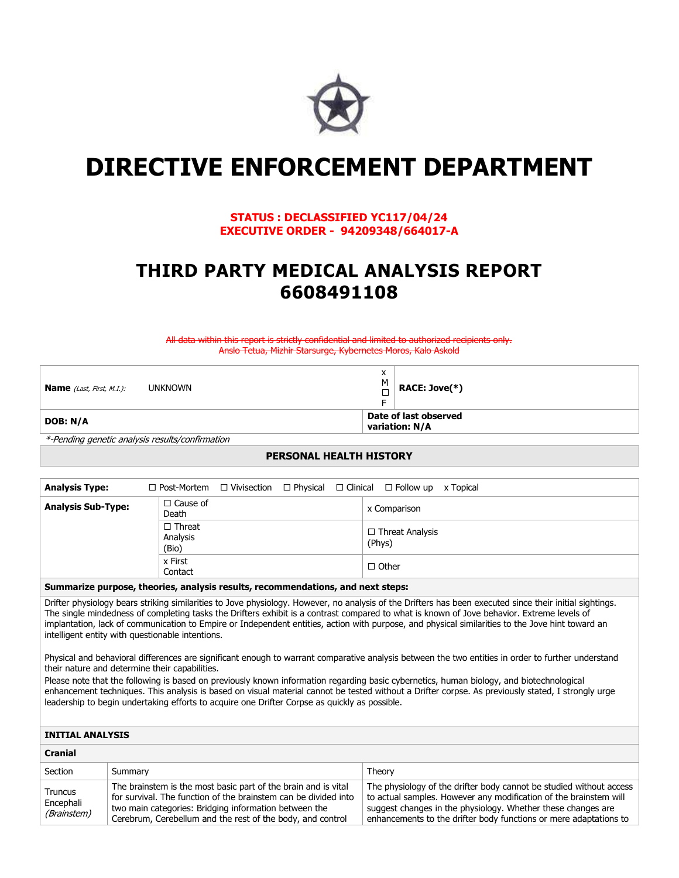# DIRECTIVE ENFORCEMENT DEPARTMENT

**STATUS : DECLASSIFIED YC117/04/24**
**EXECUTIVE ORDER - 94209348/664017-A**

## THIRD PARTY MEDICAL ANALYSIS REPORT 6608491108

~~All data within this report is strictly confidential and limited to authorized recipients only.~~
~~Anslo Tetua, Mizhir Starsurge, Kybernetes Moros, Kalo Askold~~

| **Name** *(Last, First, M.I.)*: UNKNOWN | x M ☐ F | **RACE: Jove(*)** |
|---|---|---|
| **DOB: N/A** | **Date of last observed variation: N/A** | |

*\*-Pending genetic analysis results/confirmation*

**PERSONAL HEALTH HISTORY**

| **Analysis Type:** | ☐ Post-Mortem ☐ Vivisection ☐ Physical ☐ Clinical ☐ Follow up x Topical | |
|---|---|---|
| **Analysis Sub-Type:** | ☐ Cause of Death | x Comparison |
| | ☐ Threat Analysis (Bio) | ☐ Threat Analysis (Phys) |
| | x First Contact | ☐ Other |

**Summarize purpose, theories, analysis results, recommendations, and next steps:**

Drifter physiology bears striking similarities to Jove physiology. However, no analysis of the Drifters has been executed since their initial sightings. The single mindedness of completing tasks the Drifters exhibit is a contrast compared to what is known of Jove behavior. Extreme levels of implantation, lack of communication to Empire or Independent entities, action with purpose, and physical similarities to the Jove hint toward an intelligent entity with questionable intentions.

Physical and behavioral differences are significant enough to warrant comparative analysis between the two entities in order to further understand their nature and determine their capabilities.
Please note that the following is based on previously known information regarding basic cybernetics, human biology, and biotechnological enhancement techniques. This analysis is based on visual material cannot be tested without a Drifter corpse. As previously stated, I strongly urge leadership to begin undertaking efforts to acquire one Drifter Corpse as quickly as possible.

**INITIAL ANALYSIS**

**Cranial**

| Section | Summary | Theory |
|---|---|---|
| Truncus Encephali *(Brainstem)* | The brainstem is the most basic part of the brain and is vital for survival. The function of the brainstem can be divided into two main categories: Bridging information between the Cerebrum, Cerebellum and the rest of the body, and control | The physiology of the drifter body cannot be studied without access to actual samples. However any modification of the brainstem will suggest changes in the physiology. Whether these changes are enhancements to the drifter body functions or mere adaptations to |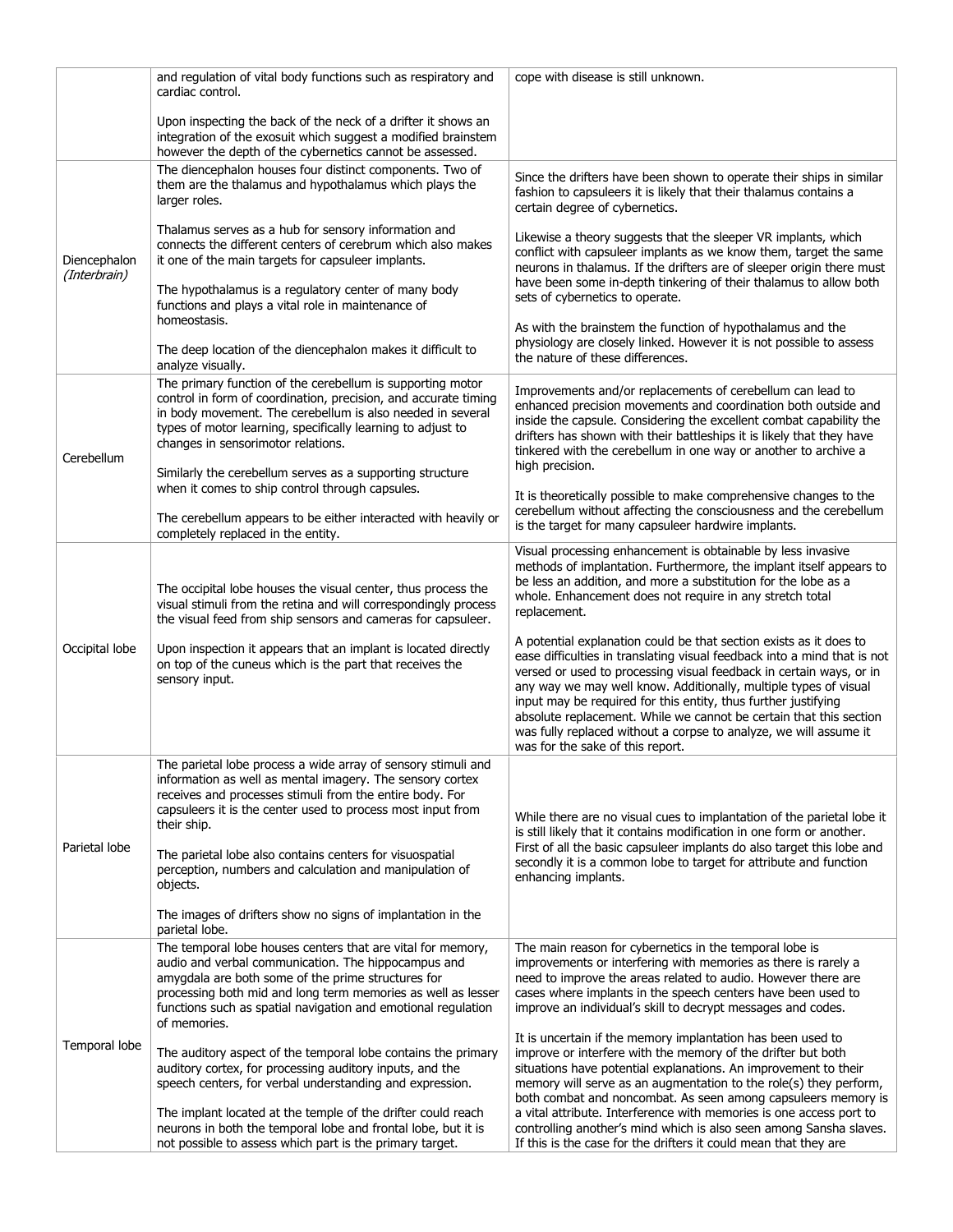| | | |
|---|---|---|
| | and regulation of vital body functions such as respiratory and cardiac control.<br><br>Upon inspecting the back of the neck of a drifter it shows an integration of the exosuit which suggest a modified brainstem however the depth of the cybernetics cannot be assessed. | cope with disease is still unknown. |
| Diencephalon *(Interbrain)* | The diencephalon houses four distinct components. Two of them are the thalamus and hypothalamus which plays the larger roles.<br><br>Thalamus serves as a hub for sensory information and connects the different centers of cerebrum which also makes it one of the main targets for capsuleer implants.<br><br>The hypothalamus is a regulatory center of many body functions and plays a vital role in maintenance of homeostasis.<br><br>The deep location of the diencephalon makes it difficult to analyze visually. | Since the drifters have been shown to operate their ships in similar fashion to capsuleers it is likely that their thalamus contains a certain degree of cybernetics.<br><br>Likewise a theory suggests that the sleeper VR implants, which conflict with capsuleer implants as we know them, target the same neurons in thalamus. If the drifters are of sleeper origin there must have been some in-depth tinkering of their thalamus to allow both sets of cybernetics to operate.<br><br>As with the brainstem the function of hypothalamus and the physiology are closely linked. However it is not possible to assess the nature of these differences. |
| Cerebellum | The primary function of the cerebellum is supporting motor control in form of coordination, precision, and accurate timing in body movement. The cerebellum is also needed in several types of motor learning, specifically learning to adjust to changes in sensorimotor relations.<br><br>Similarly the cerebellum serves as a supporting structure when it comes to ship control through capsules.<br><br>The cerebellum appears to be either interacted with heavily or completely replaced in the entity. | Improvements and/or replacements of cerebellum can lead to enhanced precision movements and coordination both outside and inside the capsule. Considering the excellent combat capability the drifters has shown with their battleships it is likely that they have tinkered with the cerebellum in one way or another to archive a high precision.<br><br>It is theoretically possible to make comprehensive changes to the cerebellum without affecting the consciousness and the cerebellum is the target for many capsuleer hardwire implants. |
| Occipital lobe | The occipital lobe houses the visual center, thus process the visual stimuli from the retina and will correspondingly process the visual feed from ship sensors and cameras for capsuleer.<br><br>Upon inspection it appears that an implant is located directly on top of the cuneus which is the part that receives the sensory input. | Visual processing enhancement is obtainable by less invasive methods of implantation. Furthermore, the implant itself appears to be less an addition, and more a substitution for the lobe as a whole. Enhancement does not require in any stretch total replacement.<br><br>A potential explanation could be that section exists as it does to ease difficulties in translating visual feedback into a mind that is not versed or used to processing visual feedback in certain ways, or in any way we may well know. Additionally, multiple types of visual input may be required for this entity, thus further justifying absolute replacement. While we cannot be certain that this section was fully replaced without a corpse to analyze, we will assume it was for the sake of this report. |
| Parietal lobe | The parietal lobe process a wide array of sensory stimuli and information as well as mental imagery. The sensory cortex receives and processes stimuli from the entire body. For capsuleers it is the center used to process most input from their ship.<br><br>The parietal lobe also contains centers for visuospatial perception, numbers and calculation and manipulation of objects.<br><br>The images of drifters show no signs of implantation in the parietal lobe. | While there are no visual cues to implantation of the parietal lobe it is still likely that it contains modification in one form or another. First of all the basic capsuleer implants do also target this lobe and secondly it is a common lobe to target for attribute and function enhancing implants. |
| Temporal lobe | The temporal lobe houses centers that are vital for memory, audio and verbal communication. The hippocampus and amygdala are both some of the prime structures for processing both mid and long term memories as well as lesser functions such as spatial navigation and emotional regulation of memories.<br><br>The auditory aspect of the temporal lobe contains the primary auditory cortex, for processing auditory inputs, and the speech centers, for verbal understanding and expression.<br><br>The implant located at the temple of the drifter could reach neurons in both the temporal lobe and frontal lobe, but it is not possible to assess which part is the primary target. | The main reason for cybernetics in the temporal lobe is improvements or interfering with memories as there is rarely a need to improve the areas related to audio. However there are cases where implants in the speech centers have been used to improve an individual's skill to decrypt messages and codes.<br><br>It is uncertain if the memory implantation has been used to improve or interfere with the memory of the drifter but both situations have potential explanations. An improvement to their memory will serve as an augmentation to the role(s) they perform, both combat and noncombat. As seen among capsuleers memory is a vital attribute. Interference with memories is one access port to controlling another's mind which is also seen among Sansha slaves. If this is the case for the drifters it could mean that they are |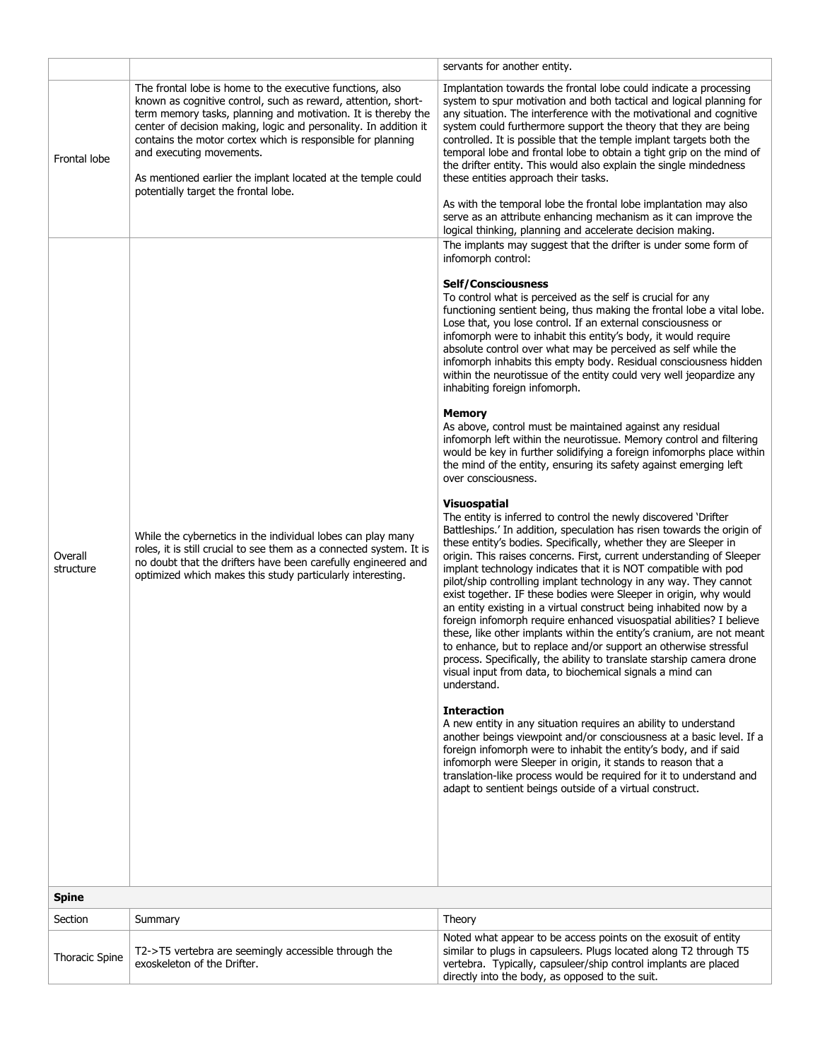|  |  | servants for another entity. |
|---|---|---|
| Frontal lobe | The frontal lobe is home to the executive functions, also known as cognitive control, such as reward, attention, short-term memory tasks, planning and motivation. It is thereby the center of decision making, logic and personality. In addition it contains the motor cortex which is responsible for planning and executing movements.<br><br>As mentioned earlier the implant located at the temple could potentially target the frontal lobe. | Implantation towards the frontal lobe could indicate a processing system to spur motivation and both tactical and logical planning for any situation. The interference with the motivational and cognitive system could furthermore support the theory that they are being controlled. It is possible that the temple implant targets both the temporal lobe and frontal lobe to obtain a tight grip on the mind of the drifter entity. This would also explain the single mindedness these entities approach their tasks.<br><br>As with the temporal lobe the frontal lobe implantation may also serve as an attribute enhancing mechanism as it can improve the logical thinking, planning and accelerate decision making. |
| Overall structure | While the cybernetics in the individual lobes can play many roles, it is still crucial to see them as a connected system. It is no doubt that the drifters have been carefully engineered and optimized which makes this study particularly interesting. | The implants may suggest that the drifter is under some form of infomorph control:<br><br>**Self/Consciousness**<br>To control what is perceived as the self is crucial for any functioning sentient being, thus making the frontal lobe a vital lobe. Lose that, you lose control. If an external consciousness or infomorph were to inhabit this entity's body, it would require absolute control over what may be perceived as self while the infomorph inhabits this empty body. Residual consciousness hidden within the neurotissue of the entity could very well jeopardize any inhabiting foreign infomorph.<br><br>**Memory**<br>As above, control must be maintained against any residual infomorph left within the neurotissue. Memory control and filtering would be key in further solidifying a foreign infomorphs place within the mind of the entity, ensuring its safety against emerging left over consciousness.<br><br>**Visuospatial**<br>The entity is inferred to control the newly discovered 'Drifter Battleships.' In addition, speculation has risen towards the origin of these entity's bodies. Specifically, whether they are Sleeper in origin. This raises concerns. First, current understanding of Sleeper implant technology indicates that it is NOT compatible with pod pilot/ship controlling implant technology in any way. They cannot exist together. IF these bodies were Sleeper in origin, why would an entity existing in a virtual construct being inhabited now by a foreign infomorph require enhanced visuospatial abilities? I believe these, like other implants within the entity's cranium, are not meant to enhance, but to replace and/or support an otherwise stressful process. Specifically, the ability to translate starship camera drone visual input from data, to biochemical signals a mind can understand.<br><br>**Interaction**<br>A new entity in any situation requires an ability to understand another beings viewpoint and/or consciousness at a basic level. If a foreign infomorph were to inhabit the entity's body, and if said infomorph were Sleeper in origin, it stands to reason that a translation-like process would be required for it to understand and adapt to sentient beings outside of a virtual construct. |
| **Spine** |  |  |
| Section | Summary | Theory |
| Thoracic Spine | T2->T5 vertebra are seemingly accessible through the exoskeleton of the Drifter. | Noted what appear to be access points on the exosuit of entity similar to plugs in capsuleers. Plugs located along T2 through T5 vertebra. Typically, capsuleer/ship control implants are placed directly into the body, as opposed to the suit. |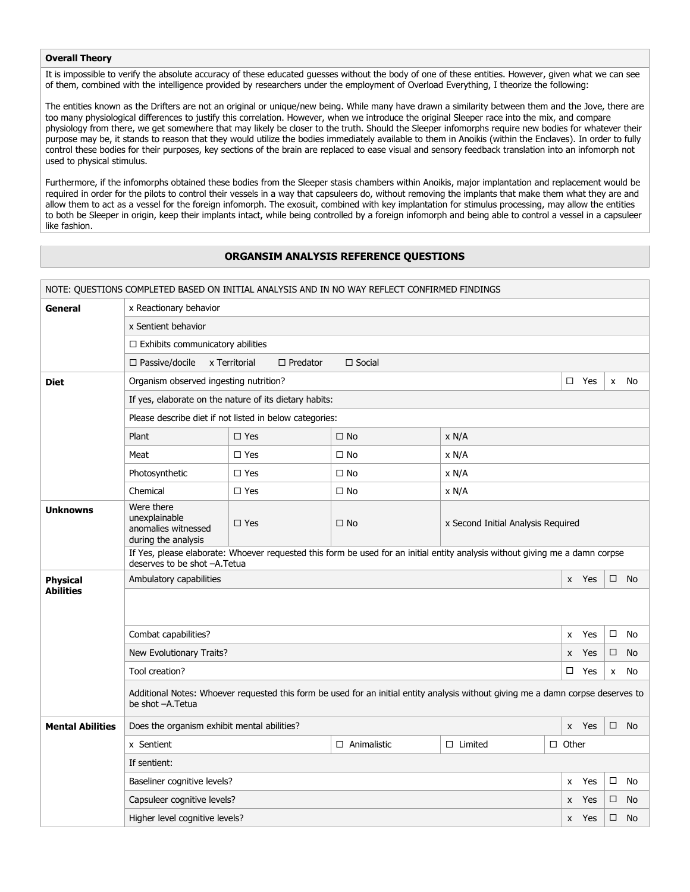**Overall Theory**

It is impossible to verify the absolute accuracy of these educated guesses without the body of one of these entities. However, given what we can see of them, combined with the intelligence provided by researchers under the employment of Overload Everything, I theorize the following:

The entities known as the Drifters are not an original or unique/new being. While many have drawn a similarity between them and the Jove, there are too many physiological differences to justify this correlation. However, when we introduce the original Sleeper race into the mix, and compare physiology from there, we get somewhere that may likely be closer to the truth. Should the Sleeper infomorphs require new bodies for whatever their purpose may be, it stands to reason that they would utilize the bodies immediately available to them in Anoikis (within the Enclaves). In order to fully control these bodies for their purposes, key sections of the brain are replaced to ease visual and sensory feedback translation into an infomorph not used to physical stimulus.

Furthermore, if the infomorphs obtained these bodies from the Sleeper stasis chambers within Anoikis, major implantation and replacement would be required in order for the pilots to control their vessels in a way that capsuleers do, without removing the implants that make them what they are and allow them to act as a vessel for the foreign infomorph. The exosuit, combined with key implantation for stimulus processing, may allow the entities to both be Sleeper in origin, keep their implants intact, while being controlled by a foreign infomorph and being able to control a vessel in a capsuleer like fashion.

## ORGANSIM ANALYSIS REFERENCE QUESTIONS

NOTE: QUESTIONS COMPLETED BASED ON INITIAL ANALYSIS AND IN NO WAY REFLECT CONFIRMED FINDINGS

| | | | | | |
|---|---|---|---|---|---|
| **General** | x Reactionary behavior | | | | |
| | x Sentient behavior | | | | |
| | ☐ Exhibits communicatory abilities | | | | |
| | ☐ Passive/docile x Territorial ☐ Predator ☐ Social | | | | |
| **Diet** | Organism observed ingesting nutrition? | | | ☐ Yes | x No |
| | If yes, elaborate on the nature of its dietary habits: | | | | |
| | Please describe diet if not listed in below categories: | | | | |
| | Plant | ☐ Yes | ☐ No | x N/A | |
| | Meat | ☐ Yes | ☐ No | x N/A | |
| | Photosynthetic | ☐ Yes | ☐ No | x N/A | |
| | Chemical | ☐ Yes | ☐ No | x N/A | |
| **Unknowns** | Were there unexplainable anomalies witnessed during the analysis | ☐ Yes | ☐ No | x Second Initial Analysis Required | |
| | If Yes, please elaborate: Whoever requested this form be used for an initial entity analysis without giving me a damn corpse deserves to be shot –A.Tetua | | | | |
| **Physical Abilities** | Ambulatory capabilities | | | x Yes | ☐ No |
| | | | | | |
| | Combat capabilities? | | | x Yes | ☐ No |
| | New Evolutionary Traits? | | | x Yes | ☐ No |
| | Tool creation? | | | ☐ Yes | x No |
| | Additional Notes: Whoever requested this form be used for an initial entity analysis without giving me a damn corpse deserves to be shot –A.Tetua | | | | |
| **Mental Abilities** | Does the organism exhibit mental abilities? | | | x Yes | ☐ No |
| | x Sentient | ☐ Animalistic | ☐ Limited | ☐ Other | |
| | If sentient: | | | | |
| | Baseliner cognitive levels? | | | x Yes | ☐ No |
| | Capsuleer cognitive levels? | | | x Yes | ☐ No |
| | Higher level cognitive levels? | | | x Yes | ☐ No |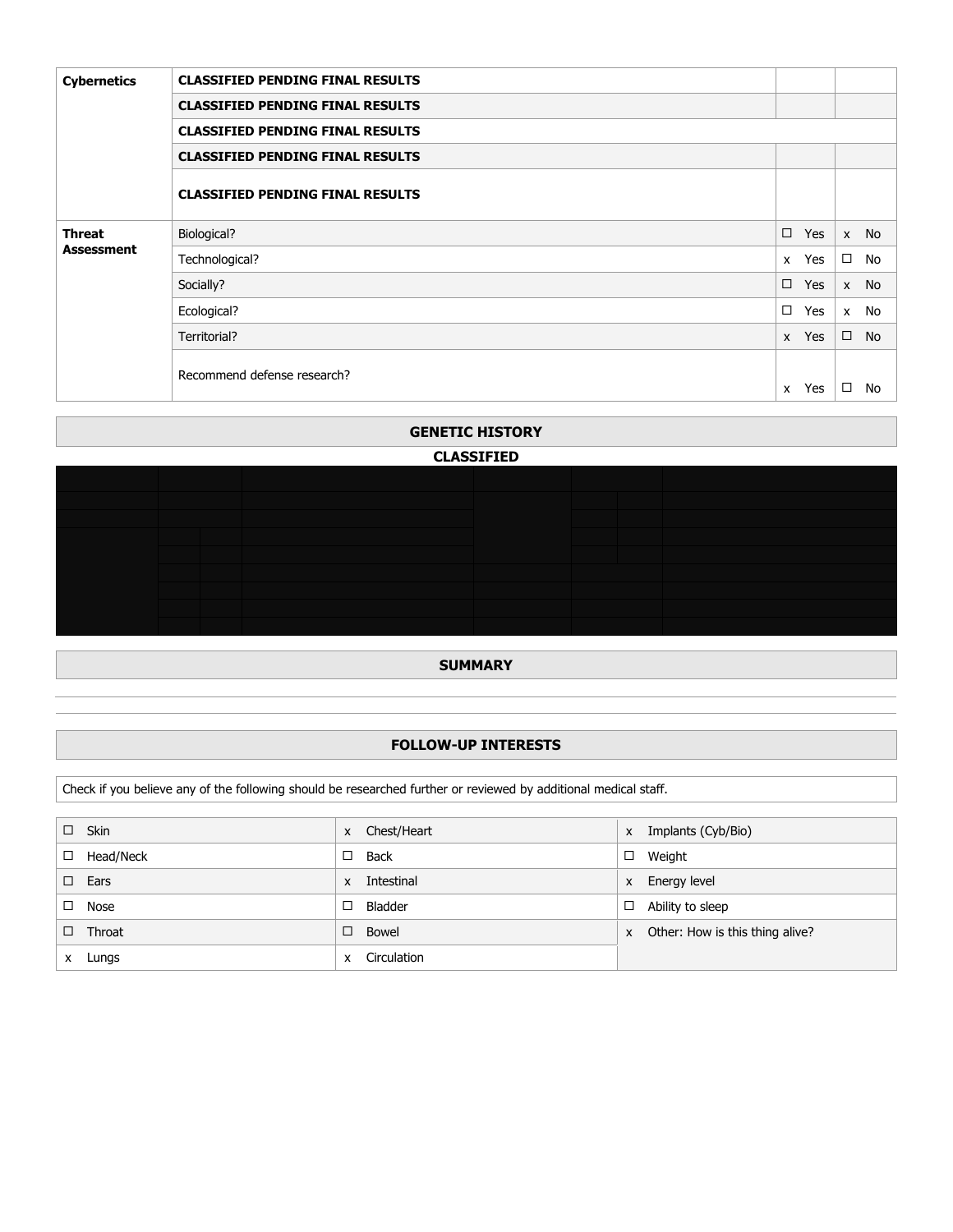| | | | |
|---|---|---|---|
| **Cybernetics** | **CLASSIFIED PENDING FINAL RESULTS** | | |
| | **CLASSIFIED PENDING FINAL RESULTS** | | |
| | **CLASSIFIED PENDING FINAL RESULTS** | | |
| | **CLASSIFIED PENDING FINAL RESULTS** | | |
| | **CLASSIFIED PENDING FINAL RESULTS** | | |
| **Threat Assessment** | Biological? | ☐ Yes | x No |
| | Technological? | x Yes | ☐ No |
| | Socially? | ☐ Yes | x No |
| | Ecological? | ☐ Yes | x No |
| | Territorial? | x Yes | ☐ No |
| | Recommend defense research? | x Yes | ☐ No |

## GENETIC HISTORY

**CLASSIFIED**

## SUMMARY

## FOLLOW-UP INTERESTS

Check if you believe any of the following should be researched further or reviewed by additional medical staff.

| | | |
|---|---|---|
| ☐ Skin | x Chest/Heart | x Implants (Cyb/Bio) |
| ☐ Head/Neck | ☐ Back | ☐ Weight |
| ☐ Ears | x Intestinal | x Energy level |
| ☐ Nose | ☐ Bladder | ☐ Ability to sleep |
| ☐ Throat | ☐ Bowel | x Other: How is this thing alive? |
| x Lungs | x Circulation | |